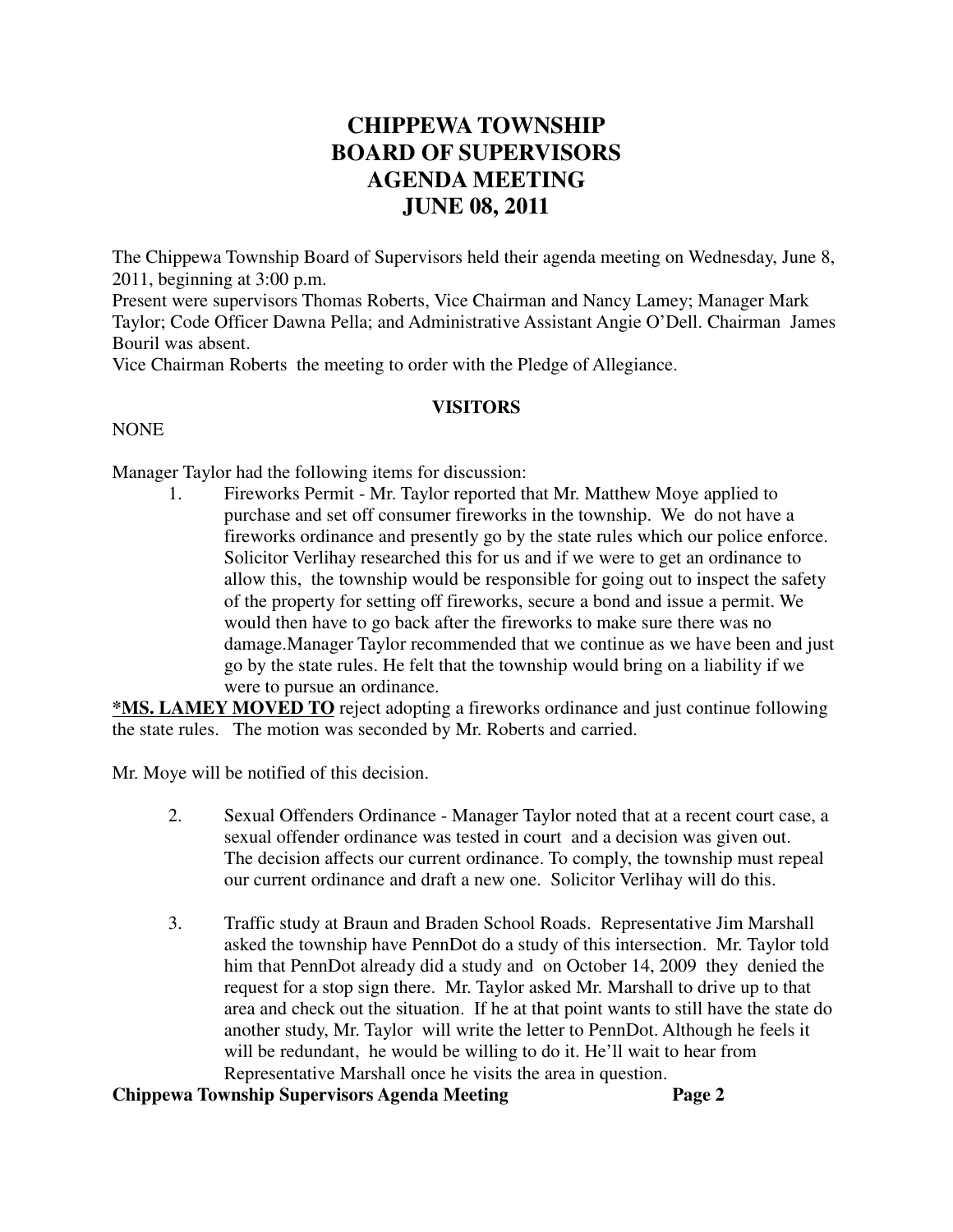# CHIPPEWA TOWNSHIP
# BOARD OF SUPERVISORS
# AGENDA MEETING
# JUNE 08, 2011

The Chippewa Township Board of Supervisors held their agenda meeting on Wednesday, June 8, 2011, beginning at 3:00 p.m.
Present were supervisors Thomas Roberts, Vice Chairman and Nancy Lamey; Manager Mark Taylor; Code Officer Dawna Pella; and Administrative Assistant Angie O'Dell. Chairman James Bouril was absent.
Vice Chairman Roberts the meeting to order with the Pledge of Allegiance.

**VISITORS**

NONE

Manager Taylor had the following items for discussion:

1. Fireworks Permit - Mr. Taylor reported that Mr. Matthew Moye applied to purchase and set off consumer fireworks in the township. We do not have a fireworks ordinance and presently go by the state rules which our police enforce. Solicitor Verlihay researched this for us and if we were to get an ordinance to allow this, the township would be responsible for going out to inspect the safety of the property for setting off fireworks, secure a bond and issue a permit. We would then have to go back after the fireworks to make sure there was no damage.Manager Taylor recommended that we continue as we have been and just go by the state rules. He felt that the township would bring on a liability if we were to pursue an ordinance.

***MS. LAMEY MOVED TO** reject adopting a fireworks ordinance and just continue following the state rules. The motion was seconded by Mr. Roberts and carried.

Mr. Moye will be notified of this decision.

2. Sexual Offenders Ordinance - Manager Taylor noted that at a recent court case, a sexual offender ordinance was tested in court and a decision was given out. The decision affects our current ordinance. To comply, the township must repeal our current ordinance and draft a new one. Solicitor Verlihay will do this.

3. Traffic study at Braun and Braden School Roads. Representative Jim Marshall asked the township have PennDot do a study of this intersection. Mr. Taylor told him that PennDot already did a study and on October 14, 2009 they denied the request for a stop sign there. Mr. Taylor asked Mr. Marshall to drive up to that area and check out the situation. If he at that point wants to still have the state do another study, Mr. Taylor will write the letter to PennDot. Although he feels it will be redundant, he would be willing to do it. He'll wait to hear from Representative Marshall once he visits the area in question.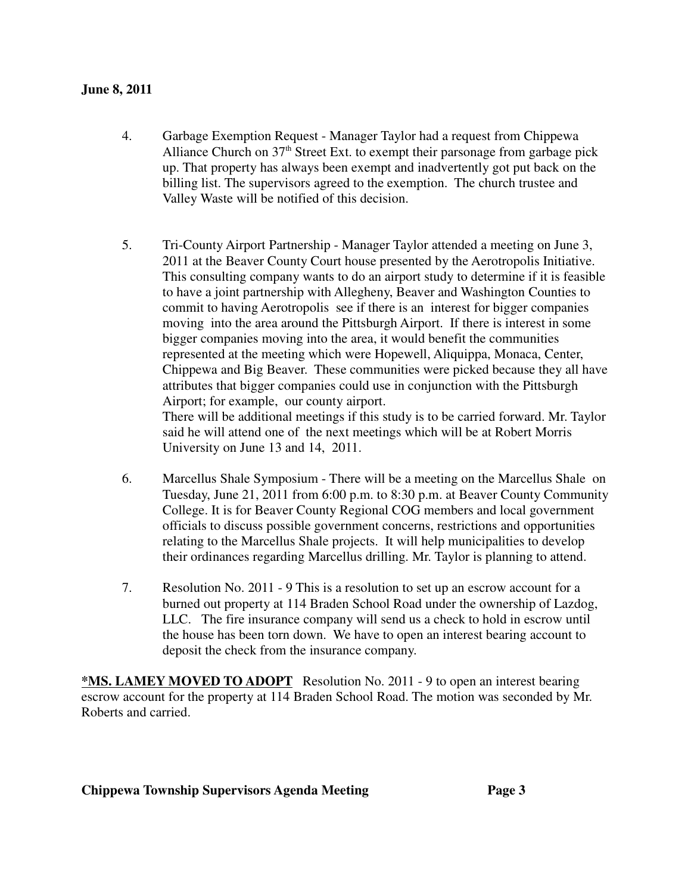4. Garbage Exemption Request - Manager Taylor had a request from Chippewa Alliance Church on 37th Street Ext. to exempt their parsonage from garbage pick up. That property has always been exempt and inadvertently got put back on the billing list. The supervisors agreed to the exemption. The church trustee and Valley Waste will be notified of this decision.

5. Tri-County Airport Partnership - Manager Taylor attended a meeting on June 3, 2011 at the Beaver County Court house presented by the Aerotropolis Initiative. This consulting company wants to do an airport study to determine if it is feasible to have a joint partnership with Allegheny, Beaver and Washington Counties to commit to having Aerotropolis see if there is an interest for bigger companies moving into the area around the Pittsburgh Airport. If there is interest in some bigger companies moving into the area, it would benefit the communities represented at the meeting which were Hopewell, Aliquippa, Monaca, Center, Chippewa and Big Beaver. These communities were picked because they all have attributes that bigger companies could use in conjunction with the Pittsburgh Airport; for example, our county airport.
   There will be additional meetings if this study is to be carried forward. Mr. Taylor said he will attend one of the next meetings which will be at Robert Morris University on June 13 and 14, 2011.

6. Marcellus Shale Symposium - There will be a meeting on the Marcellus Shale on Tuesday, June 21, 2011 from 6:00 p.m. to 8:30 p.m. at Beaver County Community College. It is for Beaver County Regional COG members and local government officials to discuss possible government concerns, restrictions and opportunities relating to the Marcellus Shale projects. It will help municipalities to develop their ordinances regarding Marcellus drilling. Mr. Taylor is planning to attend.

7. Resolution No. 2011 - 9 This is a resolution to set up an escrow account for a burned out property at 114 Braden School Road under the ownership of Lazdog, LLC. The fire insurance company will send us a check to hold in escrow until the house has been torn down. We have to open an interest bearing account to deposit the check from the insurance company.

**<u>*MS. LAMEY MOVED TO ADOPT</u>** Resolution No. 2011 - 9 to open an interest bearing escrow account for the property at 114 Braden School Road. The motion was seconded by Mr. Roberts and carried.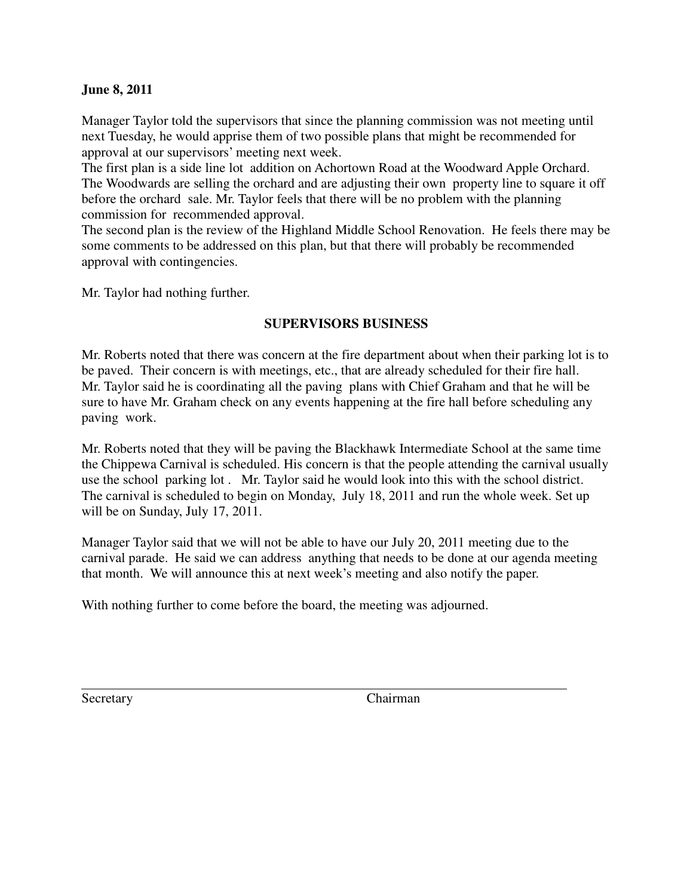**June 8, 2011**

Manager Taylor told the supervisors that since the planning commission was not meeting until next Tuesday, he would apprise them of two possible plans that might be recommended for approval at our supervisors' meeting next week.

The first plan is a side line lot addition on Achortown Road at the Woodward Apple Orchard. The Woodwards are selling the orchard and are adjusting their own property line to square it off before the orchard sale. Mr. Taylor feels that there will be no problem with the planning commission for recommended approval.

The second plan is the review of the Highland Middle School Renovation. He feels there may be some comments to be addressed on this plan, but that there will probably be recommended approval with contingencies.

Mr. Taylor had nothing further.

## SUPERVISORS BUSINESS

Mr. Roberts noted that there was concern at the fire department about when their parking lot is to be paved. Their concern is with meetings, etc., that are already scheduled for their fire hall. Mr. Taylor said he is coordinating all the paving plans with Chief Graham and that he will be sure to have Mr. Graham check on any events happening at the fire hall before scheduling any paving work.

Mr. Roberts noted that they will be paving the Blackhawk Intermediate School at the same time the Chippewa Carnival is scheduled. His concern is that the people attending the carnival usually use the school parking lot . Mr. Taylor said he would look into this with the school district. The carnival is scheduled to begin on Monday, July 18, 2011 and run the whole week. Set up will be on Sunday, July 17, 2011.

Manager Taylor said that we will not be able to have our July 20, 2011 meeting due to the carnival parade. He said we can address anything that needs to be done at our agenda meeting that month. We will announce this at next week's meeting and also notify the paper.

With nothing further to come before the board, the meeting was adjourned.

Secretary Chairman